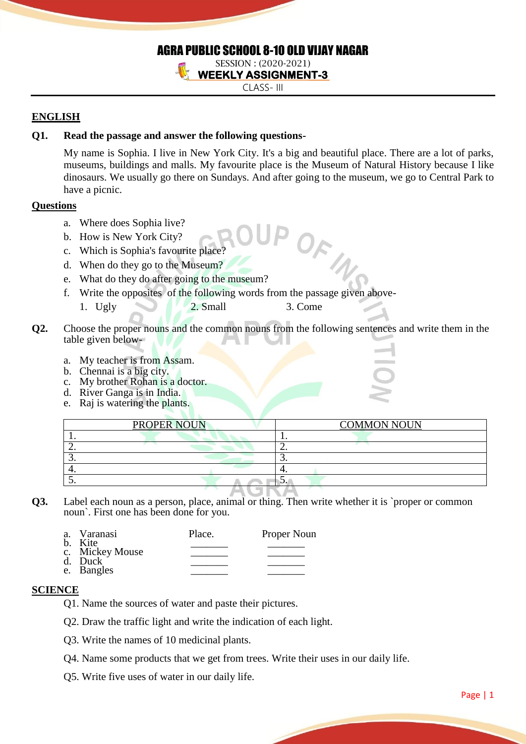# AGRA PUBLIC SCHOOL 8-10 OLD VIJAY NAGAR

SESSION : (2020-2021)

**WEEKLY ASSIGNMENT-3**

CLASS- III

## ENGLISH

**Q1. Read the passage and answer the following questions-**

My name is Sophia. I live in New York City. It's a big and beautiful place. There are a lot of parks, museums, buildings and malls. My favourite place is the Museum of Natural History because I like dinosaurs. We usually go there on Sundays. And after going to the museum, we go to Central Park to have a picnic.

**Questions**

a. Where does Sophia live?
b. How is New York City?
c. Which is Sophia's favourite place?
d. When do they go to the Museum?
e. What do they do after going to the museum?
f. Write the opposites of the following words from the passage given above-
   1. Ugly  2. Small  3. Come

**Q2.** Choose the proper nouns and the common nouns from the following sentences and write them in the table given below-

a. My teacher is from Assam.
b. Chennai is a big city.
c. My brother Rohan is a doctor.
d. River Ganga is in India.
e. Raj is watering the plants.

| PROPER NOUN | COMMON NOUN |
|---|---|
| 1. | 1. |
| 2. | 2. |
| 3. | 3. |
| 4. | 4. |
| 5. | 5. |

**Q3.** Label each noun as a person, place, animal or thing. Then write whether it is `proper or common noun`. First one has been done for you.

| | | |
|---|---|---|
| a. Varanasi | Place. | Proper Noun |
| b. Kite | _______ | _______ |
| c. Mickey Mouse | _______ | _______ |
| d. Duck | _______ | _______ |
| e. Bangles | _______ | _______ |

## SCIENCE

Q1. Name the sources of water and paste their pictures.

Q2. Draw the traffic light and write the indication of each light.

Q3. Write the names of 10 medicinal plants.

Q4. Name some products that we get from trees. Write their uses in our daily life.

Q5. Write five uses of water in our daily life.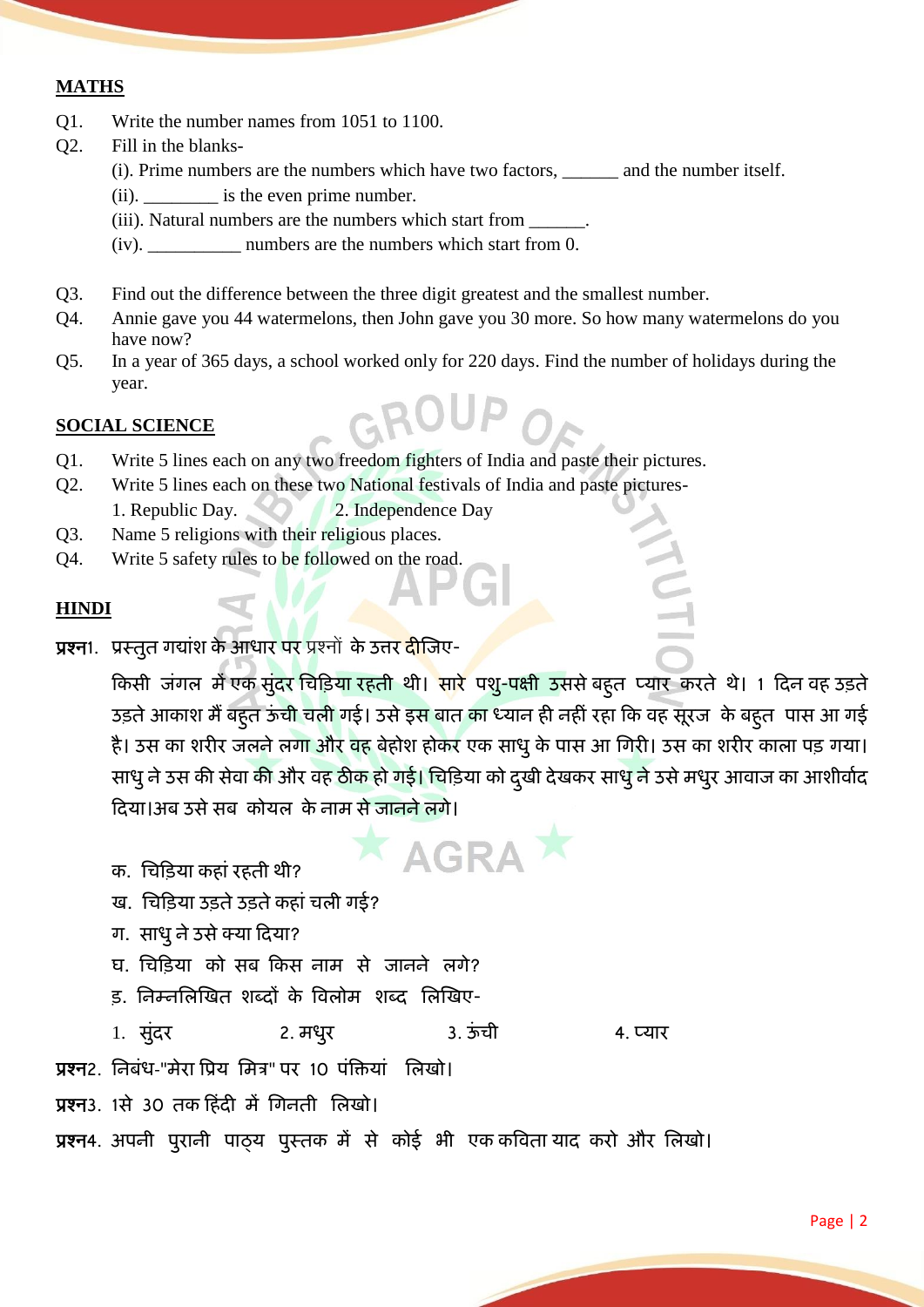## MATHS

Q1. Write the number names from 1051 to 1100.

Q2. Fill in the blanks-

(i). Prime numbers are the numbers which have two factors, ______ and the number itself.

(ii). ________ is the even prime number.

(iii). Natural numbers are the numbers which start from ______.

(iv). __________ numbers are the numbers which start from 0.

Q3. Find out the difference between the three digit greatest and the smallest number.

Q4. Annie gave you 44 watermelons, then John gave you 30 more. So how many watermelons do you have now?

Q5. In a year of 365 days, a school worked only for 220 days. Find the number of holidays during the year.

## SOCIAL SCIENCE

Q1. Write 5 lines each on any two freedom fighters of India and paste their pictures.

Q2. Write 5 lines each on these two National festivals of India and paste pictures-

1. Republic Day. 2. Independence Day

Q3. Name 5 religions with their religious places.

Q4. Write 5 safety rules to be followed on the road.

## HINDI

**प्रश्न**1. प्रस्तुत गद्यांश के आधार पर प्रश्नों के उत्तर दीजिए-

किसी जंगल में एक सुंदर चिड़िया रहती थी। सारे पशु-पक्षी उससे बहुत प्यार करते थे। 1 दिन वह उड़ते उड़ते आकाश में बहुत ऊंची चली गई। उसे इस बात का ध्यान ही नहीं रहा कि वह सूरज के बहुत पास आ गई है। उस का शरीर जलने लगा और वह बेहोश होकर एक साधु के पास आ गिरी। उस का शरीर काला पड़ गया। साधु ने उस की सेवा की और वह ठीक हो गई। चिड़िया को दुखी देखकर साधु ने उसे मधुर आवाज का आशीर्वाद दिया।अब उसे सब कोयल के नाम से जानने लगे।

क. चिड़िया कहां रहती थी?

ख. चिड़िया उड़ते उड़ते कहां चली गई?

ग. साधु ने उसे क्या दिया?

घ. चिड़िया को सब किस नाम से जानने लगे?

ड़. निम्नलिखित शब्दों के विलोम शब्द लिखिए-

1. सुंदर 2. मधुर 3. ऊंची 4. प्यार

**प्रश्न**2. निबंध-"मेरा प्रिय मित्र" पर 10 पंक्तियां लिखो।

**प्रश्न**3. 1से 30 तक हिंदी में गिनती लिखो।

**प्रश्न**4. अपनी पुरानी पाठ्य पुस्तक में से कोई भी एक कविता याद करो और लिखो।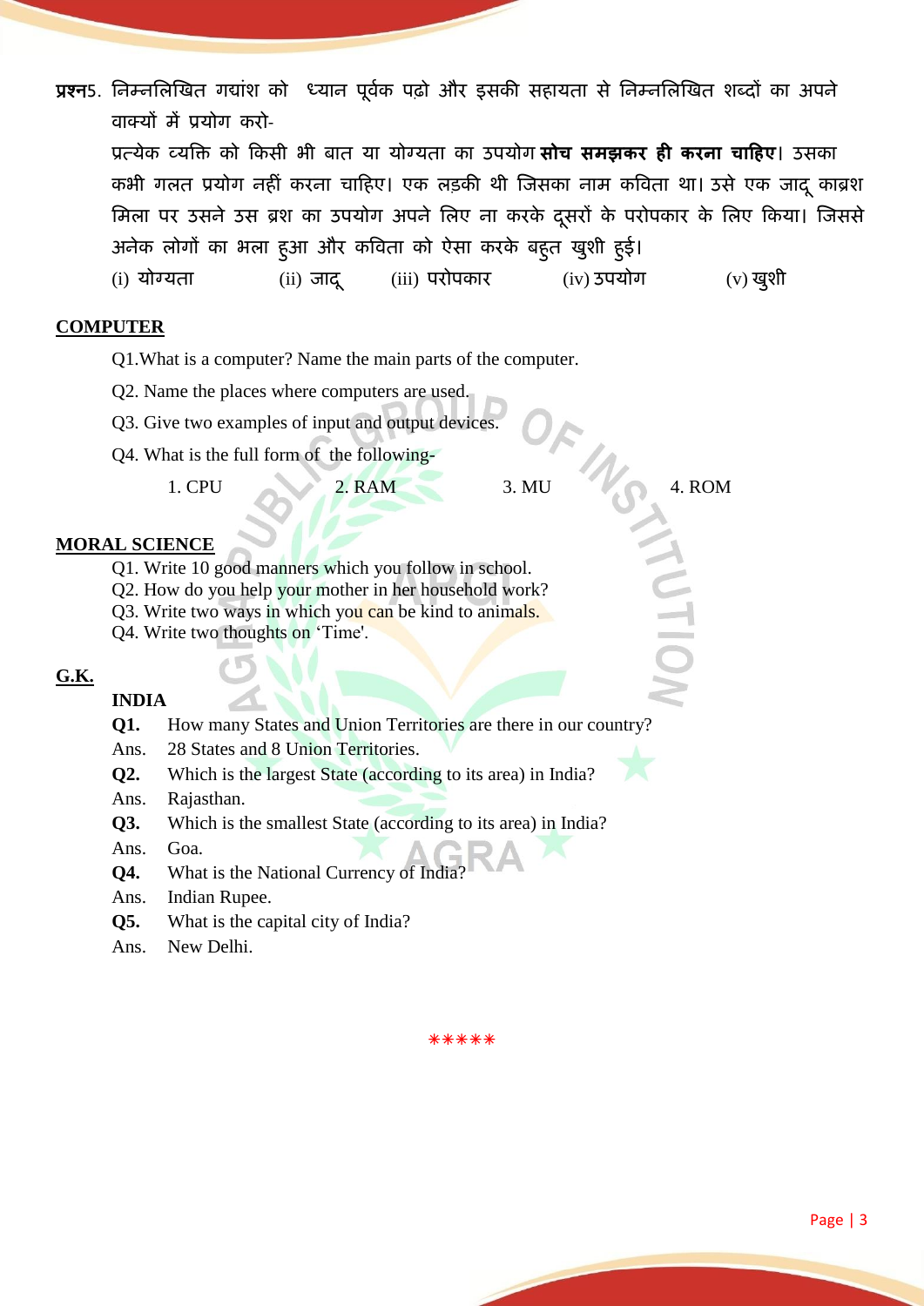**प्रश्न**5. निम्नलिखित गद्यांश को ध्यान पूर्वक पढ़ो और इसकी सहायता से निम्नलिखित शब्दों का अपने वाक्यों में प्रयोग करो-

प्रत्येक व्यक्ति को किसी भी बात या योग्यता का उपयोग **सोच समझकर ही करना चाहिए**। उसका कभी गलत प्रयोग नहीं करना चाहिए। एक लड़की थी जिसका नाम कविता था। उसे एक जादू काब्रश मिला पर उसने उस ब्रश का उपयोग अपने लिए ना करके दूसरों के परोपकार के लिए किया। जिससे अनेक लोगों का भला हुआ और कविता को ऐसा करके बहुत खुशी हुई।

(i) योग्यता (ii) जादू (iii) परोपकार (iv) उपयोग (v) खुशी

## COMPUTER

Q1.What is a computer? Name the main parts of the computer.

Q2. Name the places where computers are used.

Q3. Give two examples of input and output devices.

Q4. What is the full form of the following-

1. CPU 2. RAM 3. MU 4. ROM

## MORAL SCIENCE

Q1. Write 10 good manners which you follow in school.
Q2. How do you help your mother in her household work?
Q3. Write two ways in which you can be kind to animals.
Q4. Write two thoughts on 'Time'.

## G.K.

**INDIA**

**Q1.** How many States and Union Territories are there in our country?
Ans. 28 States and 8 Union Territories.

**Q2.** Which is the largest State (according to its area) in India?
Ans. Rajasthan.

**Q3.** Which is the smallest State (according to its area) in India?
Ans. Goa.

**Q4.** What is the National Currency of India?
Ans. Indian Rupee.

**Q5.** What is the capital city of India?
Ans. New Delhi.

*****